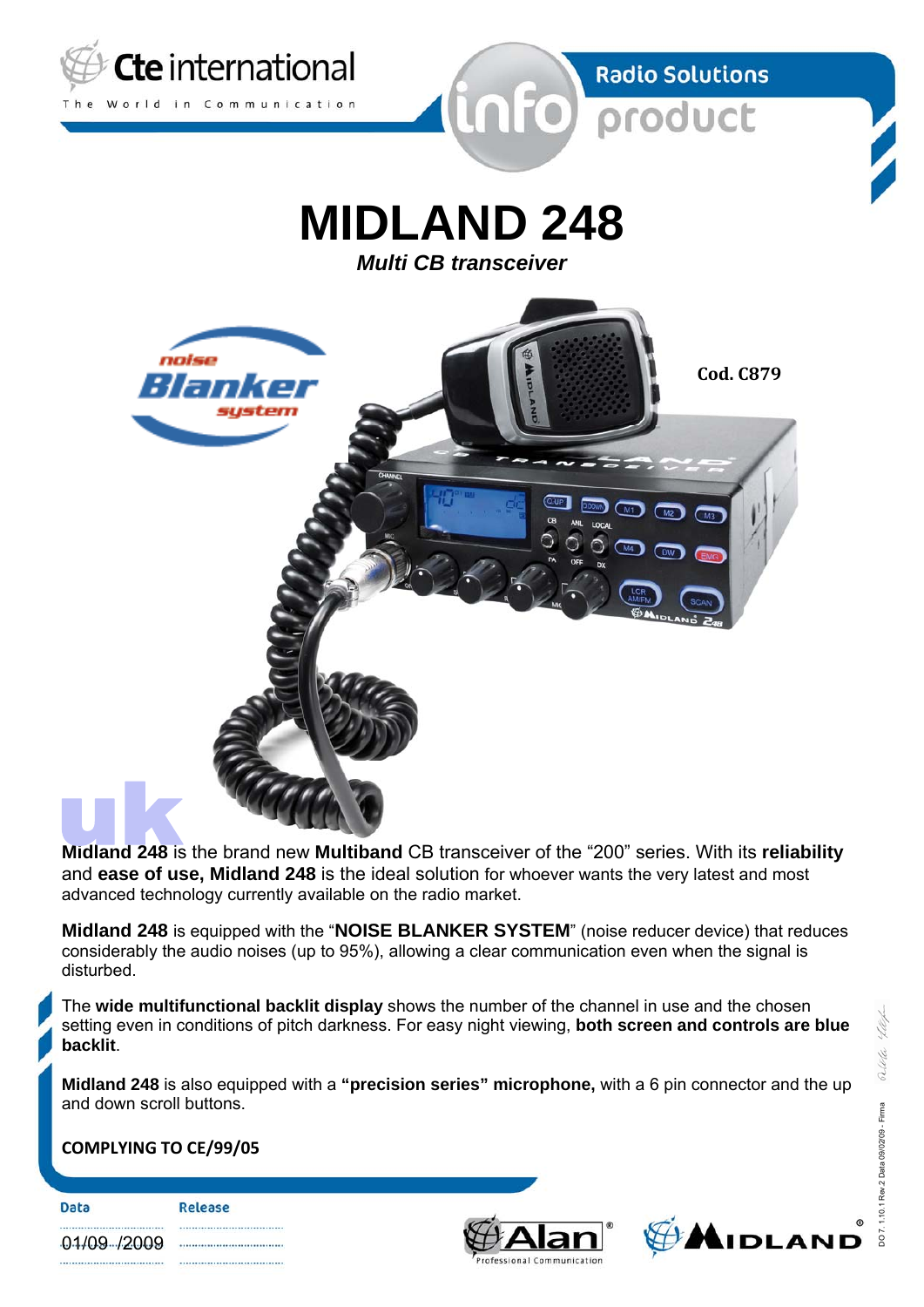Cte international

The World in Communication

Radio Solutions

info product

# MIDLAND 248

***Multi CB transceiver***

noise Blanker system

Cod. C879

uk

**Midland 248** is the brand new **Multiband** CB transceiver of the "200" series. With its **reliability** and **ease of use, Midland 248** is the ideal solution for whoever wants the very latest and most advanced technology currently available on the radio market.

**Midland 248** is equipped with the "**NOISE BLANKER SYSTEM**" (noise reducer device) that reduces considerably the audio noises (up to 95%), allowing a clear communication even when the signal is disturbed.

The **wide multifunctional backlit display** shows the number of the channel in use and the chosen setting even in conditions of pitch darkness. For easy night viewing, **both screen and controls are blue backlit**.

**Midland 248** is also equipped with a **"precision series" microphone,** with a 6 pin connector and the up and down scroll buttons.

**COMPLYING TO CE/99/05**

| Data | Release |
|---|---|
| 01/09 /2009 | |

Alan Professional Communication

MIDLAND

DO 7.1.10.1 Rev 2 Data 09/02/09 - Firma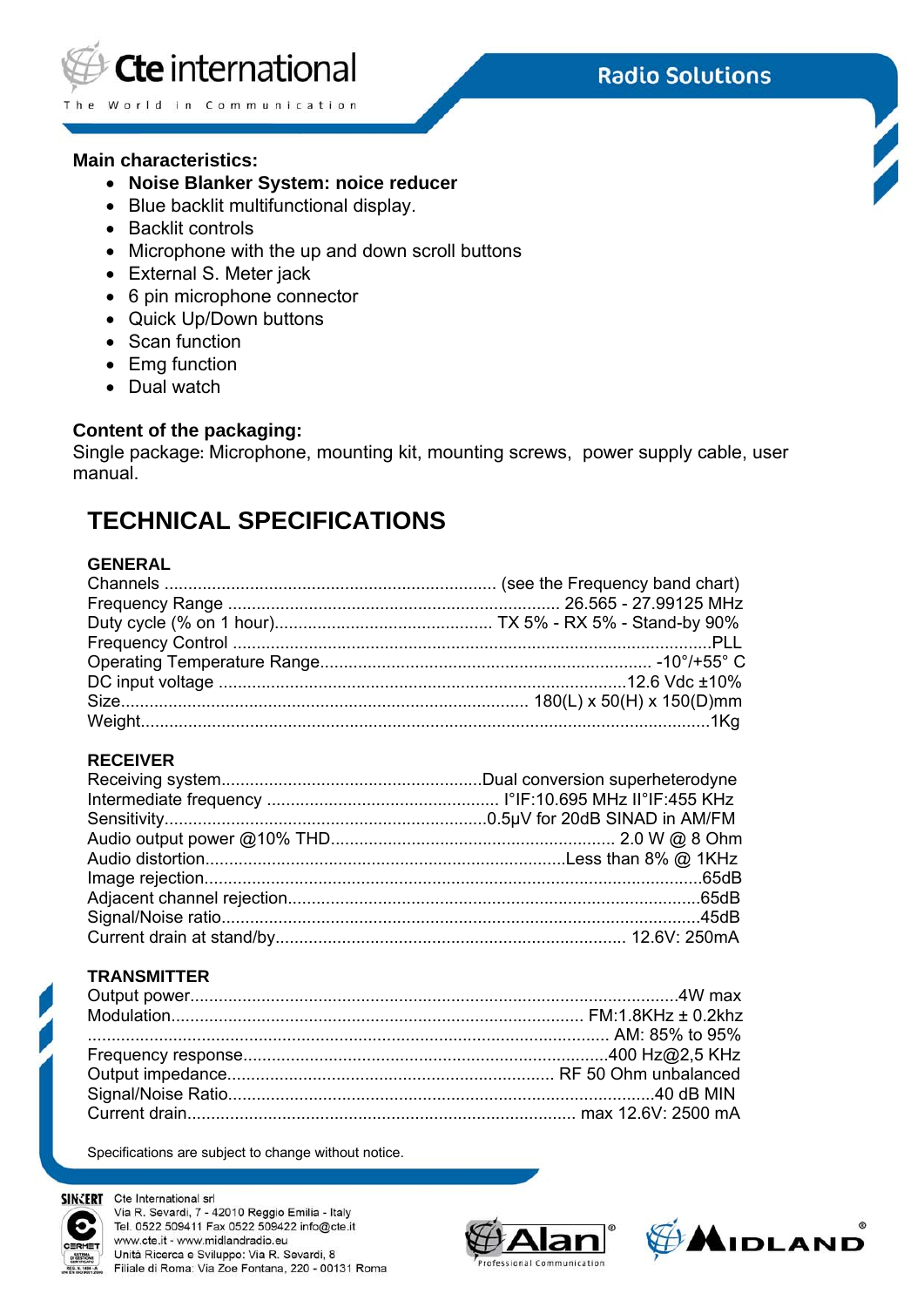**Main characteristics:**

- **Noise Blanker System: noice reducer**
- Blue backlit multifunctional display.
- Backlit controls
- Microphone with the up and down scroll buttons
- External S. Meter jack
- 6 pin microphone connector
- Quick Up/Down buttons
- Scan function
- Emg function
- Dual watch

**Content of the packaging:**

Single package: Microphone, mounting kit, mounting screws, power supply cable, user manual.

# TECHNICAL SPECIFICATIONS

### GENERAL

| | |
|---|---|
| Channels | (see the Frequency band chart) |
| Frequency Range | 26.565 - 27.99125 MHz |
| Duty cycle (% on 1 hour) | TX 5% - RX 5% - Stand-by 90% |
| Frequency Control | PLL |
| Operating Temperature Range | -10°/+55° C |
| DC input voltage | 12.6 Vdc ±10% |
| Size | 180(L) x 50(H) x 150(D)mm |
| Weight | 1Kg |

### RECEIVER

| | |
|---|---|
| Receiving system | Dual conversion superheterodyne |
| Intermediate frequency | I°IF:10.695 MHz II°IF:455 KHz |
| Sensitivity | 0.5μV for 20dB SINAD in AM/FM |
| Audio output power @10% THD | 2.0 W @ 8 Ohm |
| Audio distortion | Less than 8% @ 1KHz |
| Image rejection | 65dB |
| Adjacent channel rejection | 65dB |
| Signal/Noise ratio | 45dB |
| Current drain at stand/by | 12.6V: 250mA |

### TRANSMITTER

| | |
|---|---|
| Output power | 4W max |
| Modulation | FM:1.8KHz ± 0.2khz |
| | AM: 85% to 95% |
| Frequency response | 400 Hz@2,5 KHz |
| Output impedance | RF 50 Ohm unbalanced |
| Signal/Noise Ratio | 40 dB MIN |
| Current drain | max 12.6V: 2500 mA |

Specifications are subject to change without notice.

Cte International srl
Via R. Sevardi, 7 - 42010 Reggio Emilia - Italy
Tel. 0522 509411 Fax 0522 509422 info@cte.it
www.cte.it - www.midlandradio.eu
Unità Ricerca e Sviluppo: Via R. Sevardi, 8
Filiale di Roma: Via Zoe Fontana, 220 - 00131 Roma